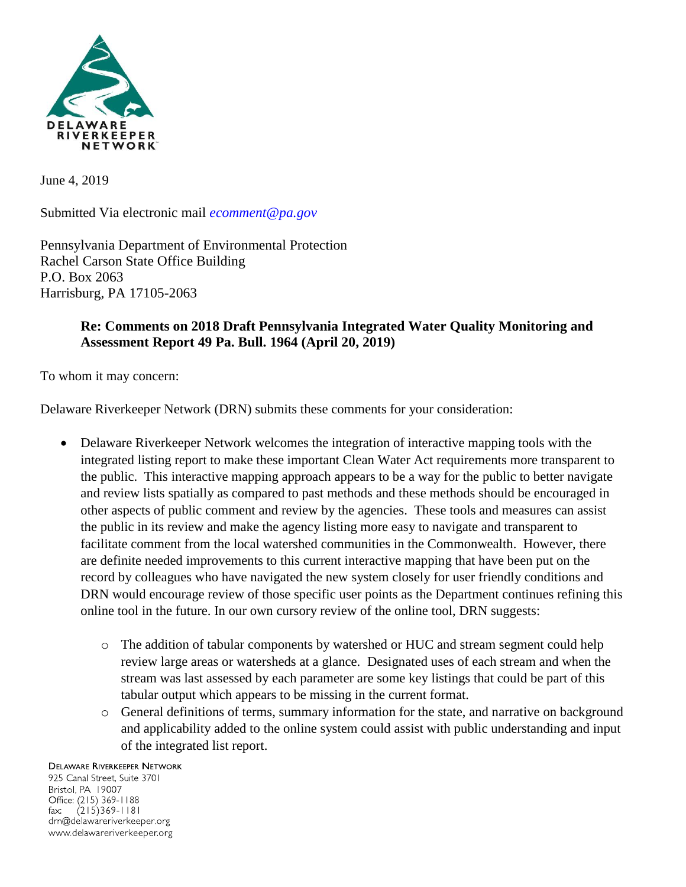DELAWARE RIVERKEEPER NETWORK

June 4, 2019

Submitted Via electronic mail *ecomment@pa.gov*

Pennsylvania Department of Environmental Protection
Rachel Carson State Office Building
P.O. Box 2063
Harrisburg, PA 17105-2063

**Re: Comments on 2018 Draft Pennsylvania Integrated Water Quality Monitoring and Assessment Report 49 Pa. Bull. 1964 (April 20, 2019)**

To whom it may concern:

Delaware Riverkeeper Network (DRN) submits these comments for your consideration:

- Delaware Riverkeeper Network welcomes the integration of interactive mapping tools with the integrated listing report to make these important Clean Water Act requirements more transparent to the public. This interactive mapping approach appears to be a way for the public to better navigate and review lists spatially as compared to past methods and these methods should be encouraged in other aspects of public comment and review by the agencies. These tools and measures can assist the public in its review and make the agency listing more easy to navigate and transparent to facilitate comment from the local watershed communities in the Commonwealth. However, there are definite needed improvements to this current interactive mapping that have been put on the record by colleagues who have navigated the new system closely for user friendly conditions and DRN would encourage review of those specific user points as the Department continues refining this online tool in the future. In our own cursory review of the online tool, DRN suggests:
    - The addition of tabular components by watershed or HUC and stream segment could help review large areas or watersheds at a glance. Designated uses of each stream and when the stream was last assessed by each parameter are some key listings that could be part of this tabular output which appears to be missing in the current format.
    - General definitions of terms, summary information for the state, and narrative on background and applicability added to the online system could assist with public understanding and input of the integrated list report.

DELAWARE RIVERKEEPER NETWORK
925 Canal Street, Suite 3701
Bristol, PA 19007
Office: (215) 369-1188
fax: (215)369-1181
drn@delawareriverkeeper.org
www.delawareriverkeeper.org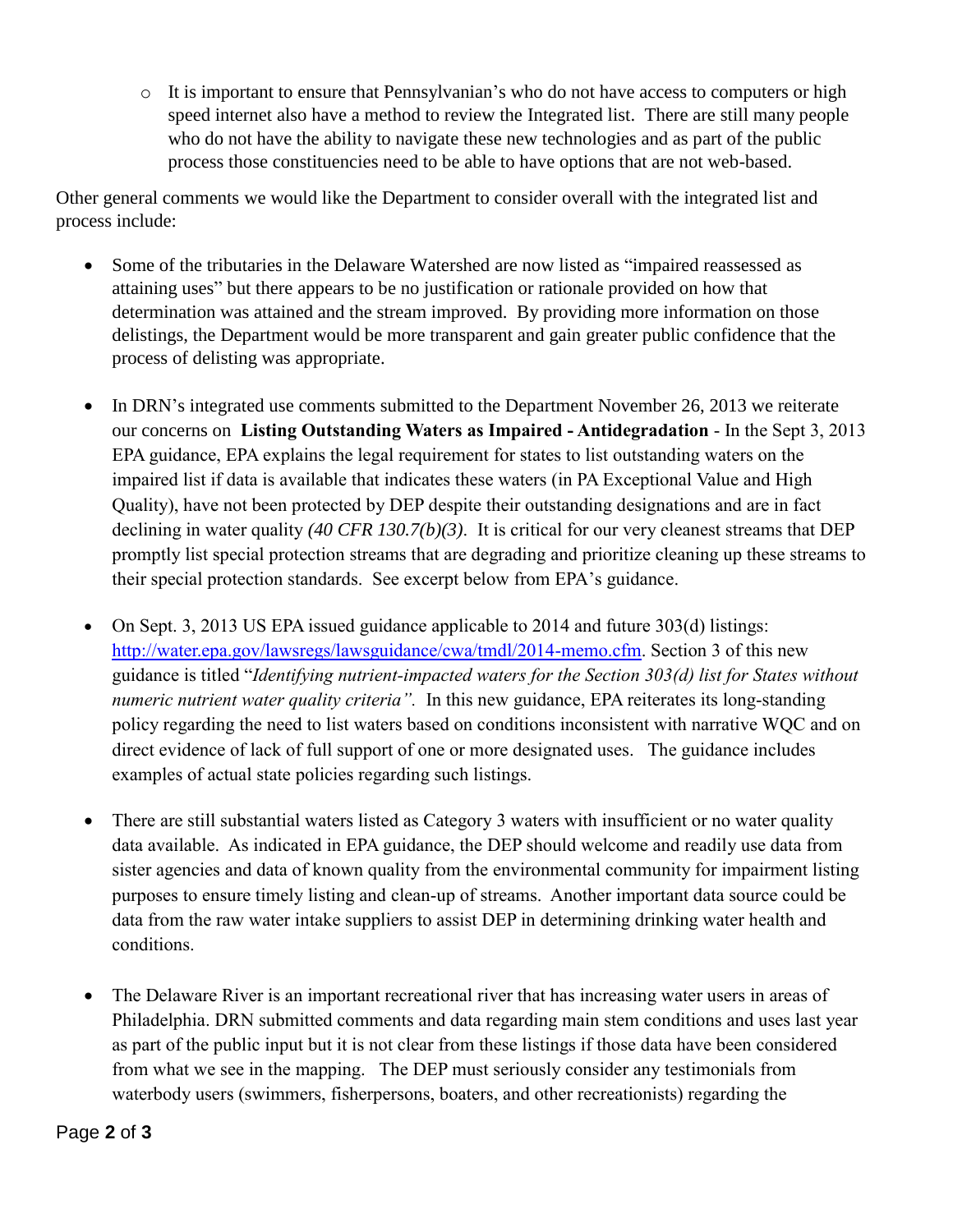- It is important to ensure that Pennsylvanian's who do not have access to computers or high speed internet also have a method to review the Integrated list. There are still many people who do not have the ability to navigate these new technologies and as part of the public process those constituencies need to be able to have options that are not web-based.

Other general comments we would like the Department to consider overall with the integrated list and process include:

- Some of the tributaries in the Delaware Watershed are now listed as "impaired reassessed as attaining uses" but there appears to be no justification or rationale provided on how that determination was attained and the stream improved. By providing more information on those delistings, the Department would be more transparent and gain greater public confidence that the process of delisting was appropriate.

- In DRN's integrated use comments submitted to the Department November 26, 2013 we reiterate our concerns on **Listing Outstanding Waters as Impaired - Antidegradation** - In the Sept 3, 2013 EPA guidance, EPA explains the legal requirement for states to list outstanding waters on the impaired list if data is available that indicates these waters (in PA Exceptional Value and High Quality), have not been protected by DEP despite their outstanding designations and are in fact declining in water quality *(40 CFR 130.7(b)(3)*. It is critical for our very cleanest streams that DEP promptly list special protection streams that are degrading and prioritize cleaning up these streams to their special protection standards. See excerpt below from EPA's guidance.

- On Sept. 3, 2013 US EPA issued guidance applicable to 2014 and future 303(d) listings: http://water.epa.gov/lawsregs/lawsguidance/cwa/tmdl/2014-memo.cfm. Section 3 of this new guidance is titled "*Identifying nutrient-impacted waters for the Section 303(d) list for States without numeric nutrient water quality criteria"*. In this new guidance, EPA reiterates its long-standing policy regarding the need to list waters based on conditions inconsistent with narrative WQC and on direct evidence of lack of full support of one or more designated uses. The guidance includes examples of actual state policies regarding such listings.

- There are still substantial waters listed as Category 3 waters with insufficient or no water quality data available. As indicated in EPA guidance, the DEP should welcome and readily use data from sister agencies and data of known quality from the environmental community for impairment listing purposes to ensure timely listing and clean-up of streams. Another important data source could be data from the raw water intake suppliers to assist DEP in determining drinking water health and conditions.

- The Delaware River is an important recreational river that has increasing water users in areas of Philadelphia. DRN submitted comments and data regarding main stem conditions and uses last year as part of the public input but it is not clear from these listings if those data have been considered from what we see in the mapping. The DEP must seriously consider any testimonials from waterbody users (swimmers, fisherpersons, boaters, and other recreationists) regarding the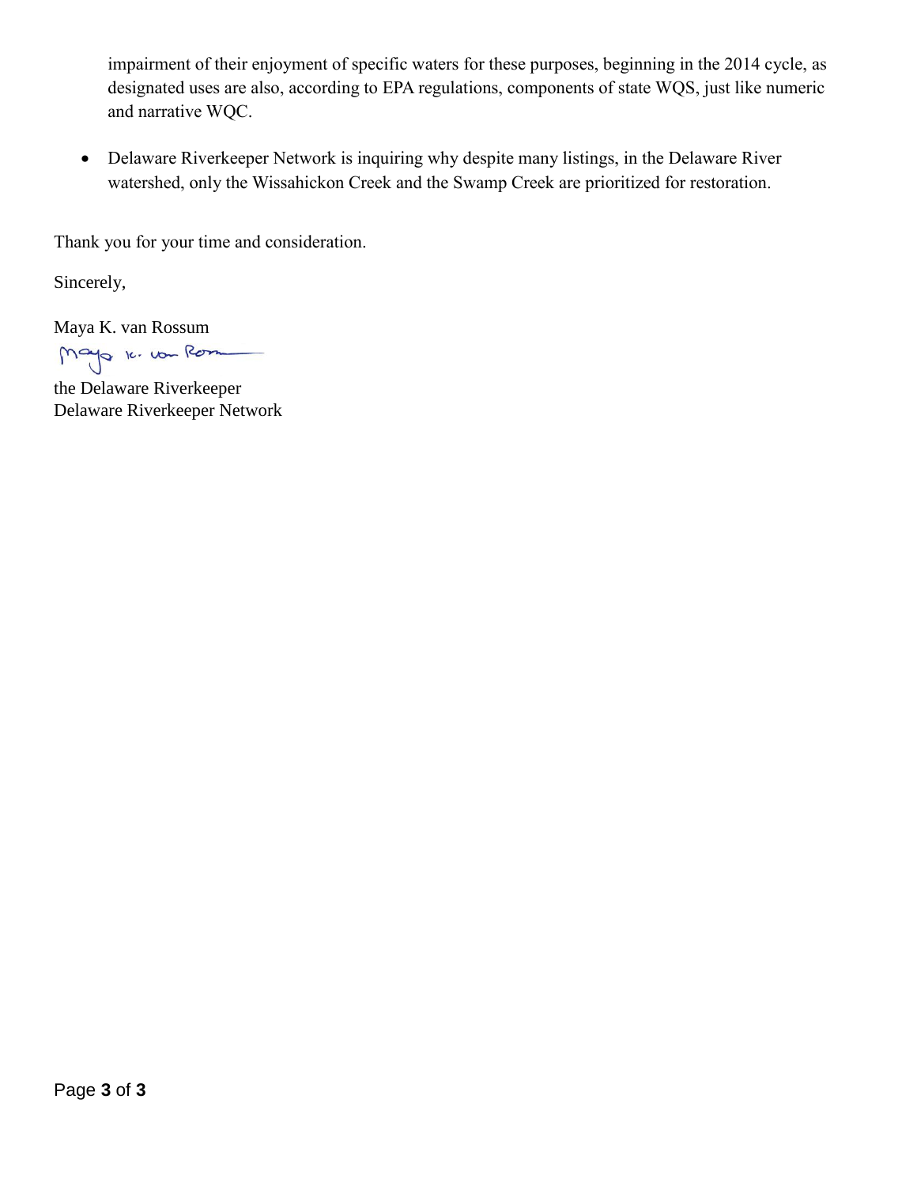impairment of their enjoyment of specific waters for these purposes, beginning in the 2014 cycle, as designated uses are also, according to EPA regulations, components of state WQS, just like numeric and narrative WQC.

- Delaware Riverkeeper Network is inquiring why despite many listings, in the Delaware River watershed, only the Wissahickon Creek and the Swamp Creek are prioritized for restoration.

Thank you for your time and consideration.

Sincerely,

Maya K. van Rossum

the Delaware Riverkeeper
Delaware Riverkeeper Network